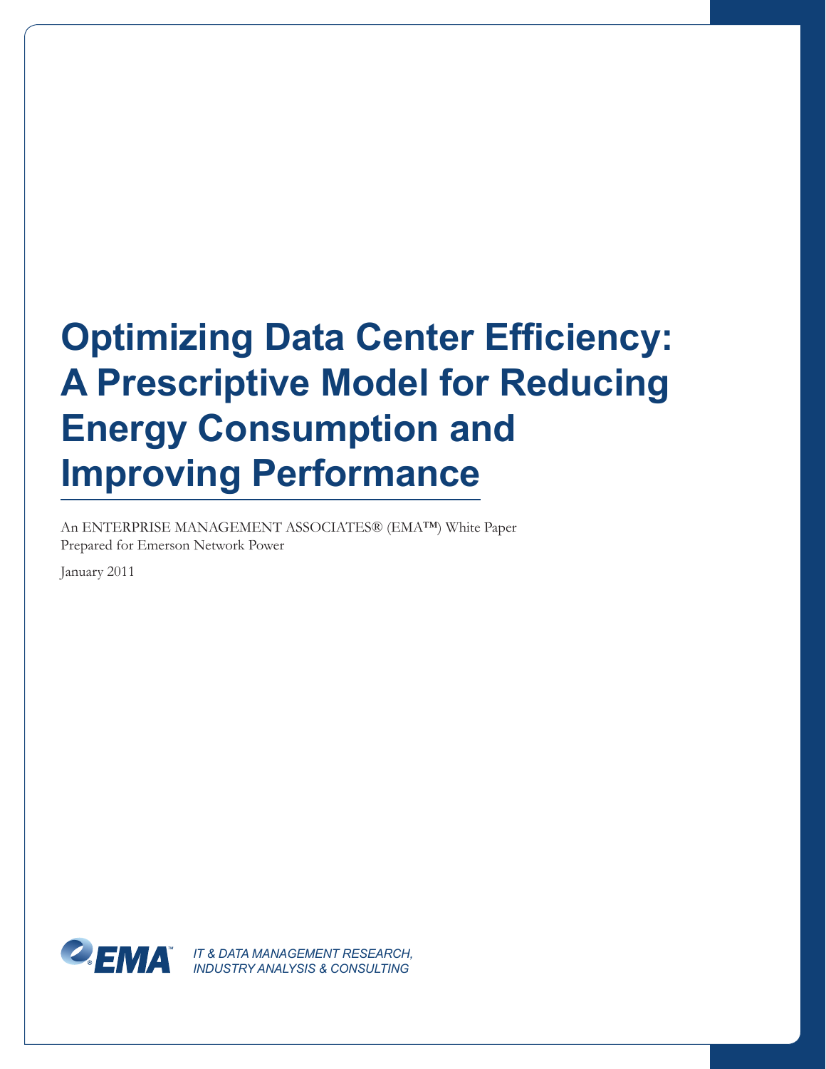# Optimizing Data Center Efficiency: A Prescriptive Model for Reducing Energy Consumption and Improving Performance

An ENTERPRISE MANAGEMENT ASSOCIATES® (EMA™) White Paper
Prepared for Emerson Network Power

January 2011

EMA™

*IT & DATA MANAGEMENT RESEARCH, INDUSTRY ANALYSIS & CONSULTING*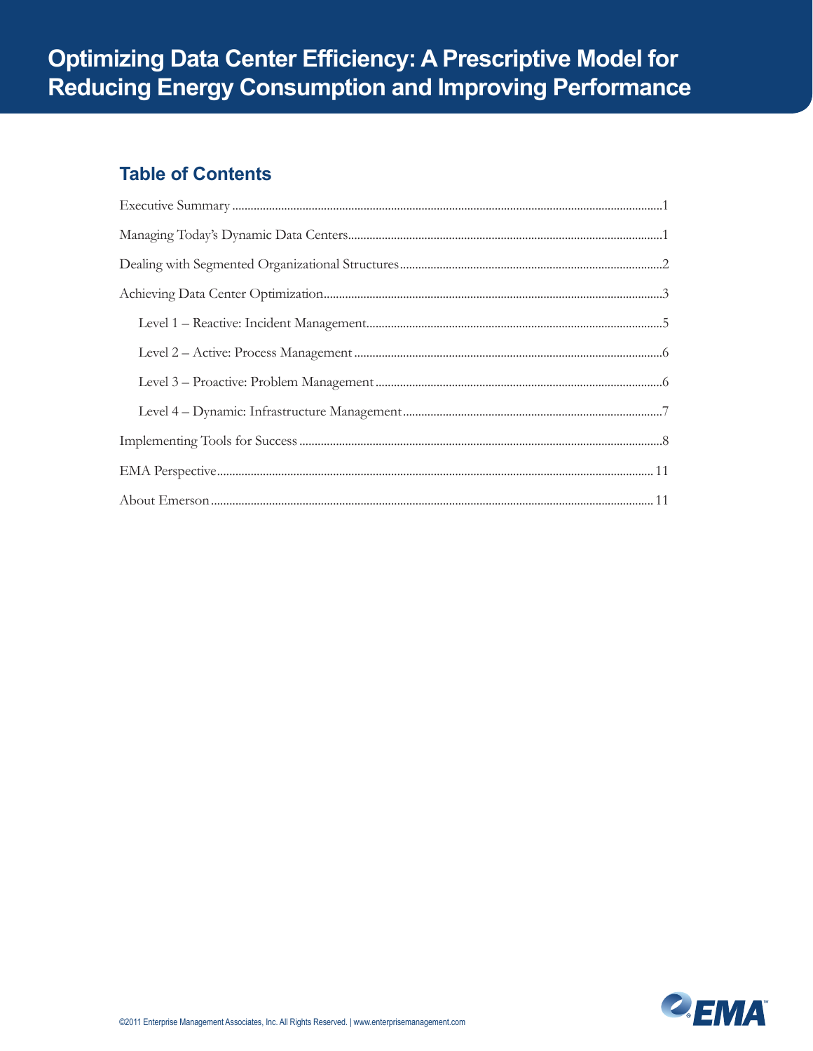# Optimizing Data Center Efficiency: A Prescriptive Model for Reducing Energy Consumption and Improving Performance

## Table of Contents

Executive Summary ... 1

Managing Today's Dynamic Data Centers ... 1

Dealing with Segmented Organizational Structures ... 2

Achieving Data Center Optimization ... 3

- Level 1 – Reactive: Incident Management ... 5
- Level 2 – Active: Process Management ... 6
- Level 3 – Proactive: Problem Management ... 6
- Level 4 – Dynamic: Infrastructure Management ... 7

Implementing Tools for Success ... 8

EMA Perspective ... 11

About Emerson ... 11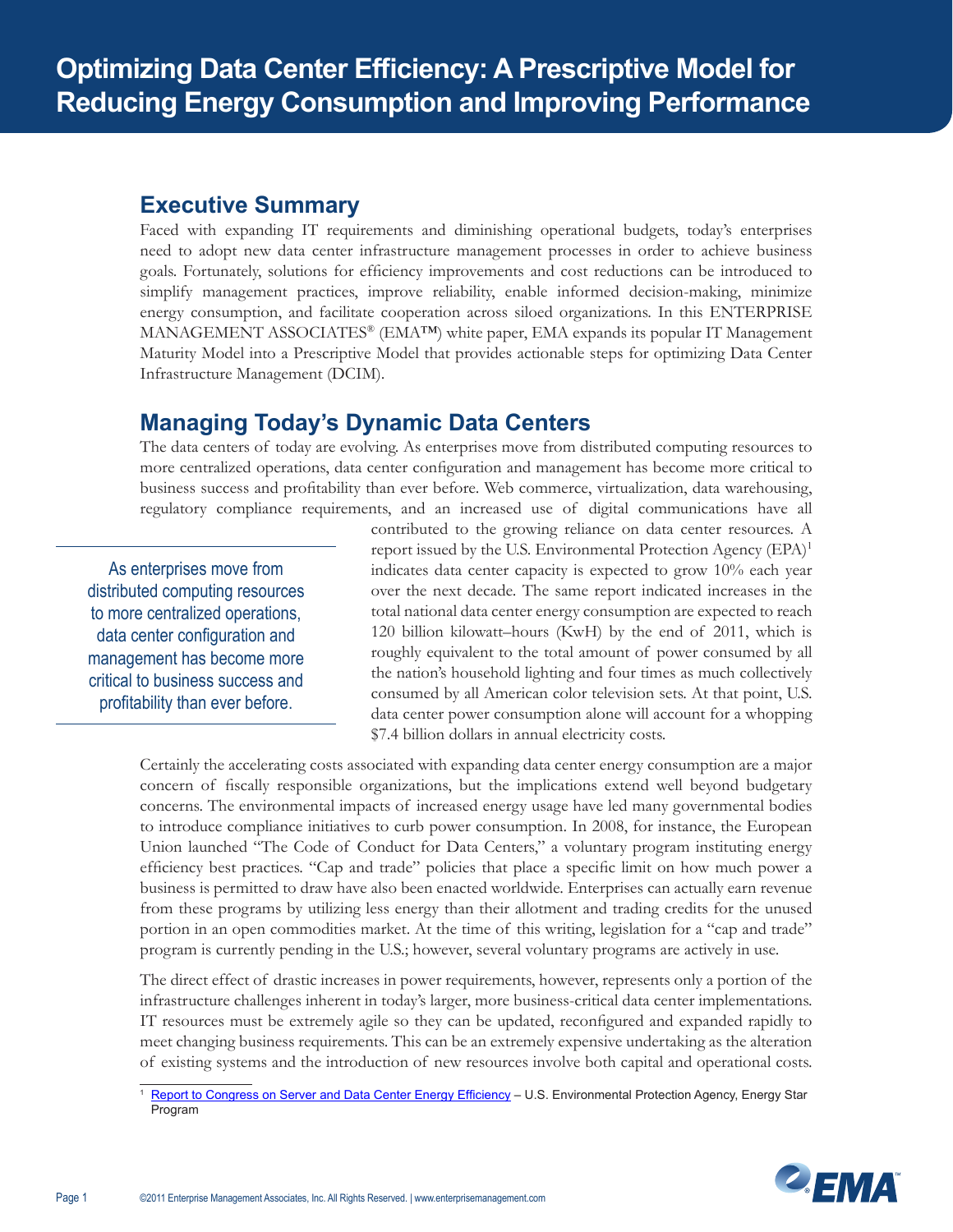# Optimizing Data Center Efficiency: A Prescriptive Model for Reducing Energy Consumption and Improving Performance

## Executive Summary

Faced with expanding IT requirements and diminishing operational budgets, today's enterprises need to adopt new data center infrastructure management processes in order to achieve business goals. Fortunately, solutions for efficiency improvements and cost reductions can be introduced to simplify management practices, improve reliability, enable informed decision-making, minimize energy consumption, and facilitate cooperation across siloed organizations. In this ENTERPRISE MANAGEMENT ASSOCIATES® (EMA™) white paper, EMA expands its popular IT Management Maturity Model into a Prescriptive Model that provides actionable steps for optimizing Data Center Infrastructure Management (DCIM).

## Managing Today's Dynamic Data Centers

The data centers of today are evolving. As enterprises move from distributed computing resources to more centralized operations, data center configuration and management has become more critical to business success and profitability than ever before. Web commerce, virtualization, data warehousing, regulatory compliance requirements, and an increased use of digital communications have all contributed to the growing reliance on data center resources. A report issued by the U.S. Environmental Protection Agency (EPA)[1] indicates data center capacity is expected to grow 10% each year over the next decade. The same report indicated increases in the total national data center energy consumption are expected to reach 120 billion kilowatt–hours (KwH) by the end of 2011, which is roughly equivalent to the total amount of power consumed by all the nation's household lighting and four times as much collectively consumed by all American color television sets. At that point, U.S. data center power consumption alone will account for a whopping $7.4 billion dollars in annual electricity costs.

> As enterprises move from distributed computing resources to more centralized operations, data center configuration and management has become more critical to business success and profitability than ever before.

Certainly the accelerating costs associated with expanding data center energy consumption are a major concern of fiscally responsible organizations, but the implications extend well beyond budgetary concerns. The environmental impacts of increased energy usage have led many governmental bodies to introduce compliance initiatives to curb power consumption. In 2008, for instance, the European Union launched "The Code of Conduct for Data Centers," a voluntary program instituting energy efficiency best practices. "Cap and trade" policies that place a specific limit on how much power a business is permitted to draw have also been enacted worldwide. Enterprises can actually earn revenue from these programs by utilizing less energy than their allotment and trading credits for the unused portion in an open commodities market. At the time of this writing, legislation for a "cap and trade" program is currently pending in the U.S.; however, several voluntary programs are actively in use.

The direct effect of drastic increases in power requirements, however, represents only a portion of the infrastructure challenges inherent in today's larger, more business-critical data center implementations. IT resources must be extremely agile so they can be updated, reconfigured and expanded rapidly to meet changing business requirements. This can be an extremely expensive undertaking as the alteration of existing systems and the introduction of new resources involve both capital and operational costs.

[1] Report to Congress on Server and Data Center Energy Efficiency – U.S. Environmental Protection Agency, Energy Star Program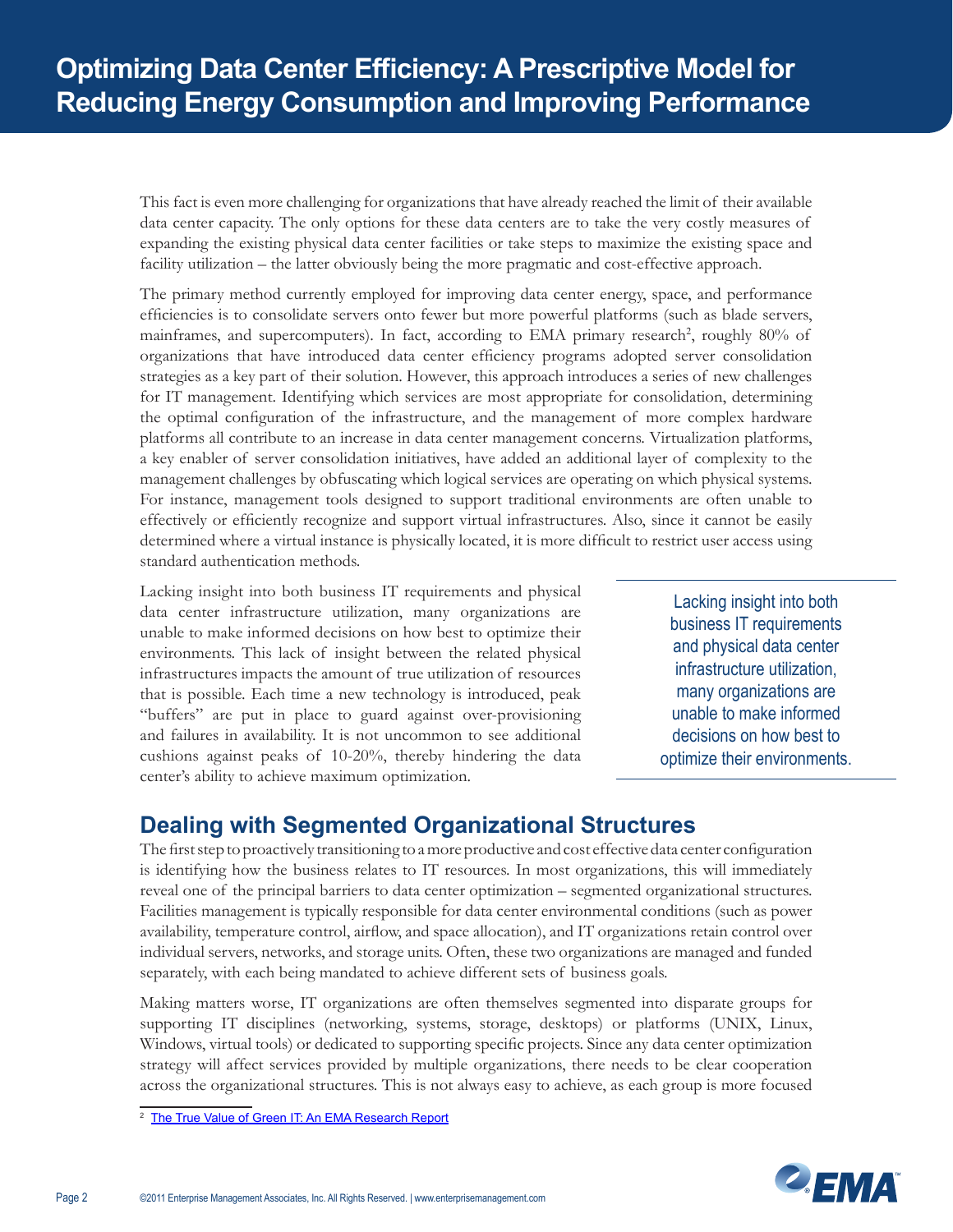This fact is even more challenging for organizations that have already reached the limit of their available data center capacity. The only options for these data centers are to take the very costly measures of expanding the existing physical data center facilities or take steps to maximize the existing space and facility utilization – the latter obviously being the more pragmatic and cost-effective approach.

The primary method currently employed for improving data center energy, space, and performance efficiencies is to consolidate servers onto fewer but more powerful platforms (such as blade servers, mainframes, and supercomputers). In fact, according to EMA primary research[2], roughly 80% of organizations that have introduced data center efficiency programs adopted server consolidation strategies as a key part of their solution. However, this approach introduces a series of new challenges for IT management. Identifying which services are most appropriate for consolidation, determining the optimal configuration of the infrastructure, and the management of more complex hardware platforms all contribute to an increase in data center management concerns. Virtualization platforms, a key enabler of server consolidation initiatives, have added an additional layer of complexity to the management challenges by obfuscating which logical services are operating on which physical systems. For instance, management tools designed to support traditional environments are often unable to effectively or efficiently recognize and support virtual infrastructures. Also, since it cannot be easily determined where a virtual instance is physically located, it is more difficult to restrict user access using standard authentication methods.

Lacking insight into both business IT requirements and physical data center infrastructure utilization, many organizations are unable to make informed decisions on how best to optimize their environments. This lack of insight between the related physical infrastructures impacts the amount of true utilization of resources that is possible. Each time a new technology is introduced, peak "buffers" are put in place to guard against over-provisioning and failures in availability. It is not uncommon to see additional cushions against peaks of 10-20%, thereby hindering the data center's ability to achieve maximum optimization.

> Lacking insight into both business IT requirements and physical data center infrastructure utilization, many organizations are unable to make informed decisions on how best to optimize their environments.

## Dealing with Segmented Organizational Structures

The first step to proactively transitioning to a more productive and cost effective data center configuration is identifying how the business relates to IT resources. In most organizations, this will immediately reveal one of the principal barriers to data center optimization – segmented organizational structures. Facilities management is typically responsible for data center environmental conditions (such as power availability, temperature control, airflow, and space allocation), and IT organizations retain control over individual servers, networks, and storage units. Often, these two organizations are managed and funded separately, with each being mandated to achieve different sets of business goals.

Making matters worse, IT organizations are often themselves segmented into disparate groups for supporting IT disciplines (networking, systems, storage, desktops) or platforms (UNIX, Linux, Windows, virtual tools) or dedicated to supporting specific projects. Since any data center optimization strategy will affect services provided by multiple organizations, there needs to be clear cooperation across the organizational structures. This is not always easy to achieve, as each group is more focused

[2] The True Value of Green IT: An EMA Research Report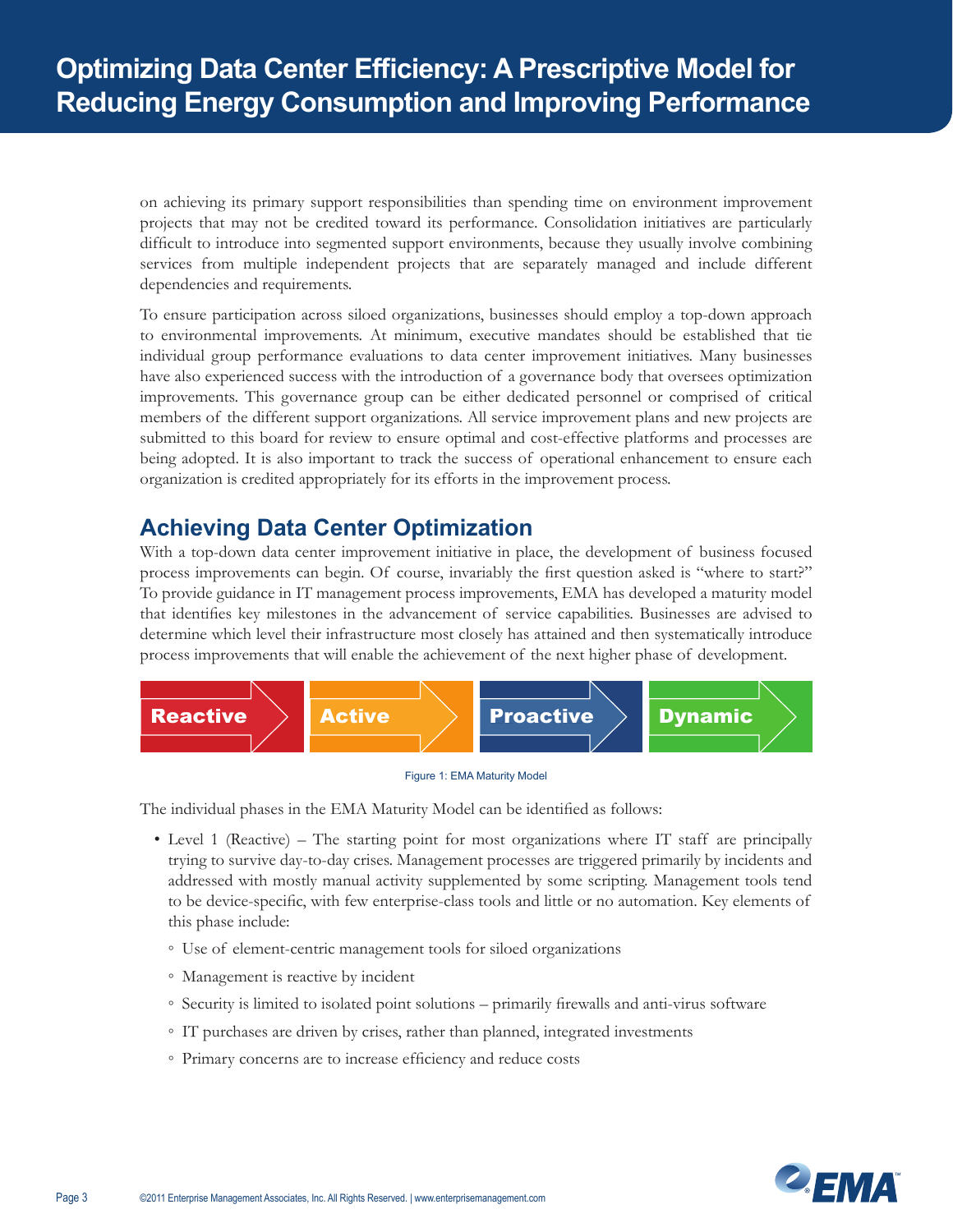on achieving its primary support responsibilities than spending time on environment improvement projects that may not be credited toward its performance. Consolidation initiatives are particularly difficult to introduce into segmented support environments, because they usually involve combining services from multiple independent projects that are separately managed and include different dependencies and requirements.

To ensure participation across siloed organizations, businesses should employ a top-down approach to environmental improvements. At minimum, executive mandates should be established that tie individual group performance evaluations to data center improvement initiatives. Many businesses have also experienced success with the introduction of a governance body that oversees optimization improvements. This governance group can be either dedicated personnel or comprised of critical members of the different support organizations. All service improvement plans and new projects are submitted to this board for review to ensure optimal and cost-effective platforms and processes are being adopted. It is also important to track the success of operational enhancement to ensure each organization is credited appropriately for its efforts in the improvement process.

## Achieving Data Center Optimization

With a top-down data center improvement initiative in place, the development of business focused process improvements can begin. Of course, invariably the first question asked is "where to start?" To provide guidance in IT management process improvements, EMA has developed a maturity model that identifies key milestones in the advancement of service capabilities. Businesses are advised to determine which level their infrastructure most closely has attained and then systematically introduce process improvements that will enable the achievement of the next higher phase of development.

**Reactive** → **Active** → **Proactive** → **Dynamic**

Figure 1: EMA Maturity Model

The individual phases in the EMA Maturity Model can be identified as follows:

- Level 1 (Reactive) – The starting point for most organizations where IT staff are principally trying to survive day-to-day crises. Management processes are triggered primarily by incidents and addressed with mostly manual activity supplemented by some scripting. Management tools tend to be device-specific, with few enterprise-class tools and little or no automation. Key elements of this phase include:
  - Use of element-centric management tools for siloed organizations
  - Management is reactive by incident
  - Security is limited to isolated point solutions – primarily firewalls and anti-virus software
  - IT purchases are driven by crises, rather than planned, integrated investments
  - Primary concerns are to increase efficiency and reduce costs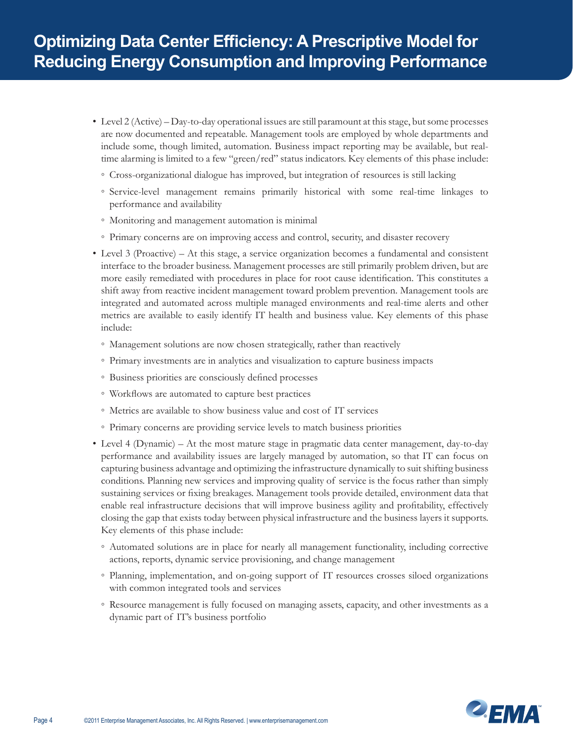- Level 2 (Active) – Day-to-day operational issues are still paramount at this stage, but some processes are now documented and repeatable. Management tools are employed by whole departments and include some, though limited, automation. Business impact reporting may be available, but real-time alarming is limited to a few "green/red" status indicators. Key elements of this phase include:
  - Cross-organizational dialogue has improved, but integration of resources is still lacking
  - Service-level management remains primarily historical with some real-time linkages to performance and availability
  - Monitoring and management automation is minimal
  - Primary concerns are on improving access and control, security, and disaster recovery
- Level 3 (Proactive) – At this stage, a service organization becomes a fundamental and consistent interface to the broader business. Management processes are still primarily problem driven, but are more easily remediated with procedures in place for root cause identification. This constitutes a shift away from reactive incident management toward problem prevention. Management tools are integrated and automated across multiple managed environments and real-time alerts and other metrics are available to easily identify IT health and business value. Key elements of this phase include:
  - Management solutions are now chosen strategically, rather than reactively
  - Primary investments are in analytics and visualization to capture business impacts
  - Business priorities are consciously defined processes
  - Workflows are automated to capture best practices
  - Metrics are available to show business value and cost of IT services
  - Primary concerns are providing service levels to match business priorities
- Level 4 (Dynamic) – At the most mature stage in pragmatic data center management, day-to-day performance and availability issues are largely managed by automation, so that IT can focus on capturing business advantage and optimizing the infrastructure dynamically to suit shifting business conditions. Planning new services and improving quality of service is the focus rather than simply sustaining services or fixing breakages. Management tools provide detailed, environment data that enable real infrastructure decisions that will improve business agility and profitability, effectively closing the gap that exists today between physical infrastructure and the business layers it supports. Key elements of this phase include:
  - Automated solutions are in place for nearly all management functionality, including corrective actions, reports, dynamic service provisioning, and change management
  - Planning, implementation, and on-going support of IT resources crosses siloed organizations with common integrated tools and services
  - Resource management is fully focused on managing assets, capacity, and other investments as a dynamic part of IT's business portfolio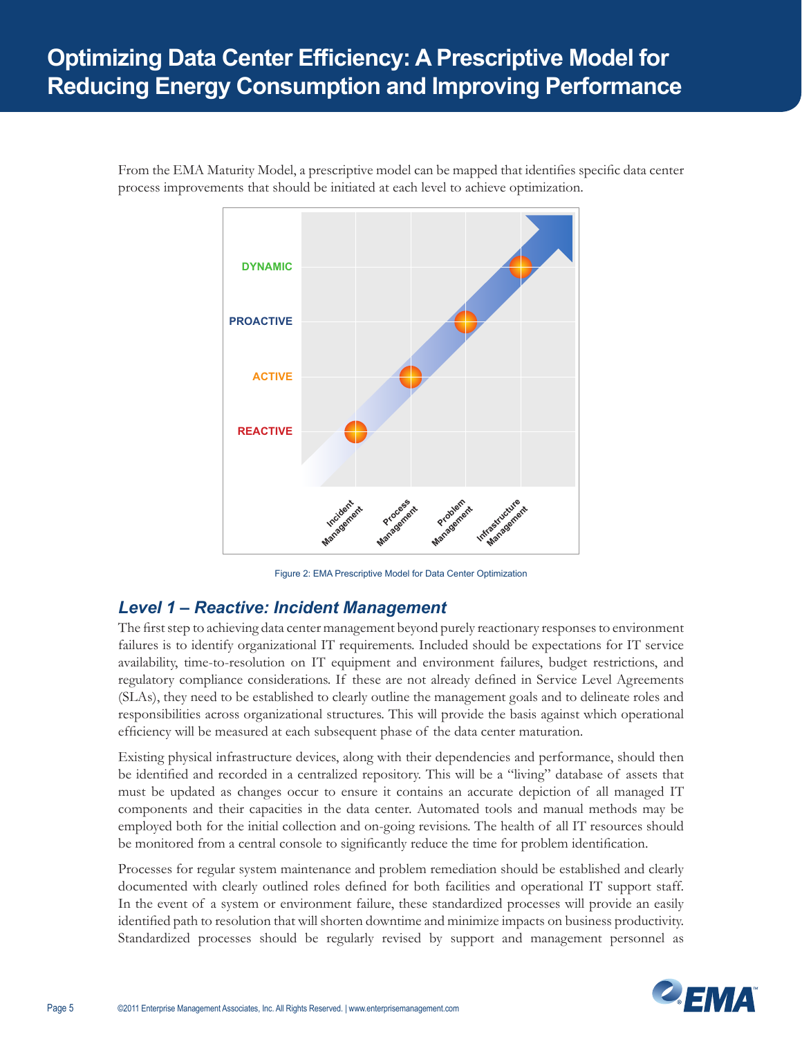From the EMA Maturity Model, a prescriptive model can be mapped that identifies specific data center process improvements that should be initiated at each level to achieve optimization.

Figure 2: EMA Prescriptive Model for Data Center Optimization

### *Level 1 – Reactive: Incident Management*

The first step to achieving data center management beyond purely reactionary responses to environment failures is to identify organizational IT requirements. Included should be expectations for IT service availability, time-to-resolution on IT equipment and environment failures, budget restrictions, and regulatory compliance considerations. If these are not already defined in Service Level Agreements (SLAs), they need to be established to clearly outline the management goals and to delineate roles and responsibilities across organizational structures. This will provide the basis against which operational efficiency will be measured at each subsequent phase of the data center maturation.

Existing physical infrastructure devices, along with their dependencies and performance, should then be identified and recorded in a centralized repository. This will be a "living" database of assets that must be updated as changes occur to ensure it contains an accurate depiction of all managed IT components and their capacities in the data center. Automated tools and manual methods may be employed both for the initial collection and on-going revisions. The health of all IT resources should be monitored from a central console to significantly reduce the time for problem identification.

Processes for regular system maintenance and problem remediation should be established and clearly documented with clearly outlined roles defined for both facilities and operational IT support staff. In the event of a system or environment failure, these standardized processes will provide an easily identified path to resolution that will shorten downtime and minimize impacts on business productivity. Standardized processes should be regularly revised by support and management personnel as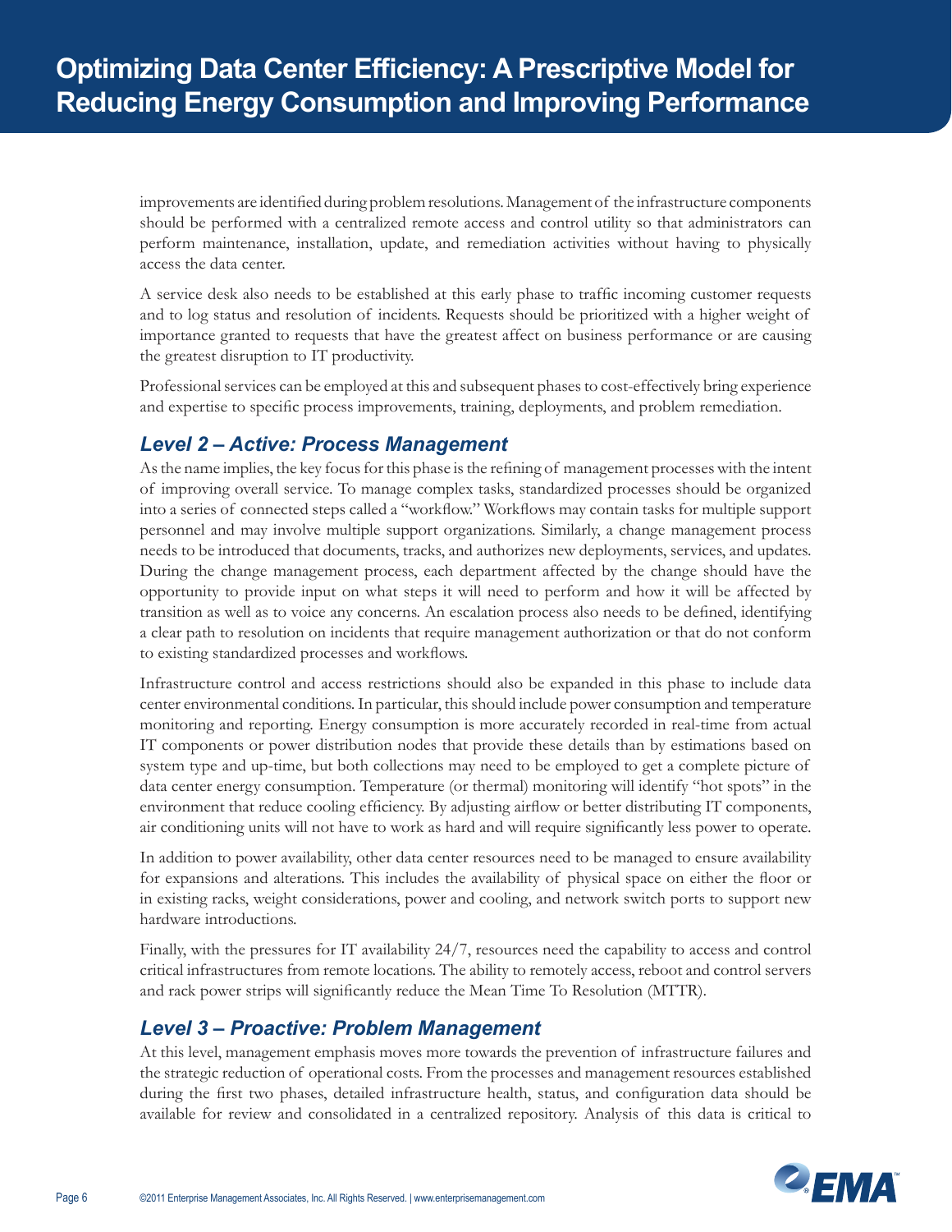improvements are identified during problem resolutions. Management of the infrastructure components should be performed with a centralized remote access and control utility so that administrators can perform maintenance, installation, update, and remediation activities without having to physically access the data center.

A service desk also needs to be established at this early phase to traffic incoming customer requests and to log status and resolution of incidents. Requests should be prioritized with a higher weight of importance granted to requests that have the greatest affect on business performance or are causing the greatest disruption to IT productivity.

Professional services can be employed at this and subsequent phases to cost-effectively bring experience and expertise to specific process improvements, training, deployments, and problem remediation.

### *Level 2 – Active: Process Management*

As the name implies, the key focus for this phase is the refining of management processes with the intent of improving overall service. To manage complex tasks, standardized processes should be organized into a series of connected steps called a "workflow." Workflows may contain tasks for multiple support personnel and may involve multiple support organizations. Similarly, a change management process needs to be introduced that documents, tracks, and authorizes new deployments, services, and updates. During the change management process, each department affected by the change should have the opportunity to provide input on what steps it will need to perform and how it will be affected by transition as well as to voice any concerns. An escalation process also needs to be defined, identifying a clear path to resolution on incidents that require management authorization or that do not conform to existing standardized processes and workflows.

Infrastructure control and access restrictions should also be expanded in this phase to include data center environmental conditions. In particular, this should include power consumption and temperature monitoring and reporting. Energy consumption is more accurately recorded in real-time from actual IT components or power distribution nodes that provide these details than by estimations based on system type and up-time, but both collections may need to be employed to get a complete picture of data center energy consumption. Temperature (or thermal) monitoring will identify "hot spots" in the environment that reduce cooling efficiency. By adjusting airflow or better distributing IT components, air conditioning units will not have to work as hard and will require significantly less power to operate.

In addition to power availability, other data center resources need to be managed to ensure availability for expansions and alterations. This includes the availability of physical space on either the floor or in existing racks, weight considerations, power and cooling, and network switch ports to support new hardware introductions.

Finally, with the pressures for IT availability 24/7, resources need the capability to access and control critical infrastructures from remote locations. The ability to remotely access, reboot and control servers and rack power strips will significantly reduce the Mean Time To Resolution (MTTR).

### *Level 3 – Proactive: Problem Management*

At this level, management emphasis moves more towards the prevention of infrastructure failures and the strategic reduction of operational costs. From the processes and management resources established during the first two phases, detailed infrastructure health, status, and configuration data should be available for review and consolidated in a centralized repository. Analysis of this data is critical to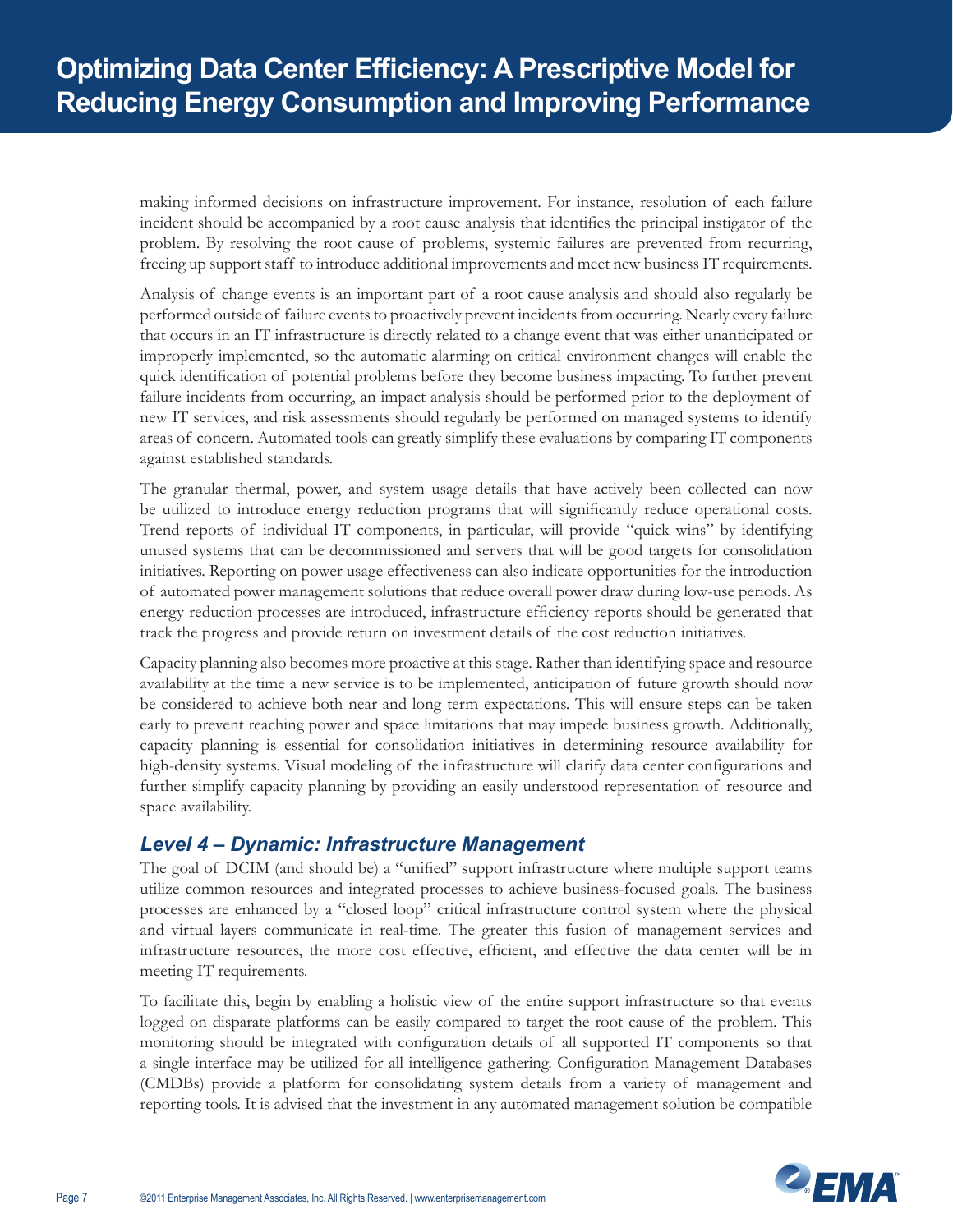making informed decisions on infrastructure improvement. For instance, resolution of each failure incident should be accompanied by a root cause analysis that identifies the principal instigator of the problem. By resolving the root cause of problems, systemic failures are prevented from recurring, freeing up support staff to introduce additional improvements and meet new business IT requirements.

Analysis of change events is an important part of a root cause analysis and should also regularly be performed outside of failure events to proactively prevent incidents from occurring. Nearly every failure that occurs in an IT infrastructure is directly related to a change event that was either unanticipated or improperly implemented, so the automatic alarming on critical environment changes will enable the quick identification of potential problems before they become business impacting. To further prevent failure incidents from occurring, an impact analysis should be performed prior to the deployment of new IT services, and risk assessments should regularly be performed on managed systems to identify areas of concern. Automated tools can greatly simplify these evaluations by comparing IT components against established standards.

The granular thermal, power, and system usage details that have actively been collected can now be utilized to introduce energy reduction programs that will significantly reduce operational costs. Trend reports of individual IT components, in particular, will provide "quick wins" by identifying unused systems that can be decommissioned and servers that will be good targets for consolidation initiatives. Reporting on power usage effectiveness can also indicate opportunities for the introduction of automated power management solutions that reduce overall power draw during low-use periods. As energy reduction processes are introduced, infrastructure efficiency reports should be generated that track the progress and provide return on investment details of the cost reduction initiatives.

Capacity planning also becomes more proactive at this stage. Rather than identifying space and resource availability at the time a new service is to be implemented, anticipation of future growth should now be considered to achieve both near and long term expectations. This will ensure steps can be taken early to prevent reaching power and space limitations that may impede business growth. Additionally, capacity planning is essential for consolidation initiatives in determining resource availability for high-density systems. Visual modeling of the infrastructure will clarify data center configurations and further simplify capacity planning by providing an easily understood representation of resource and space availability.

### *Level 4 – Dynamic: Infrastructure Management*

The goal of DCIM (and should be) a "unified" support infrastructure where multiple support teams utilize common resources and integrated processes to achieve business-focused goals. The business processes are enhanced by a "closed loop" critical infrastructure control system where the physical and virtual layers communicate in real-time. The greater this fusion of management services and infrastructure resources, the more cost effective, efficient, and effective the data center will be in meeting IT requirements.

To facilitate this, begin by enabling a holistic view of the entire support infrastructure so that events logged on disparate platforms can be easily compared to target the root cause of the problem. This monitoring should be integrated with configuration details of all supported IT components so that a single interface may be utilized for all intelligence gathering. Configuration Management Databases (CMDBs) provide a platform for consolidating system details from a variety of management and reporting tools. It is advised that the investment in any automated management solution be compatible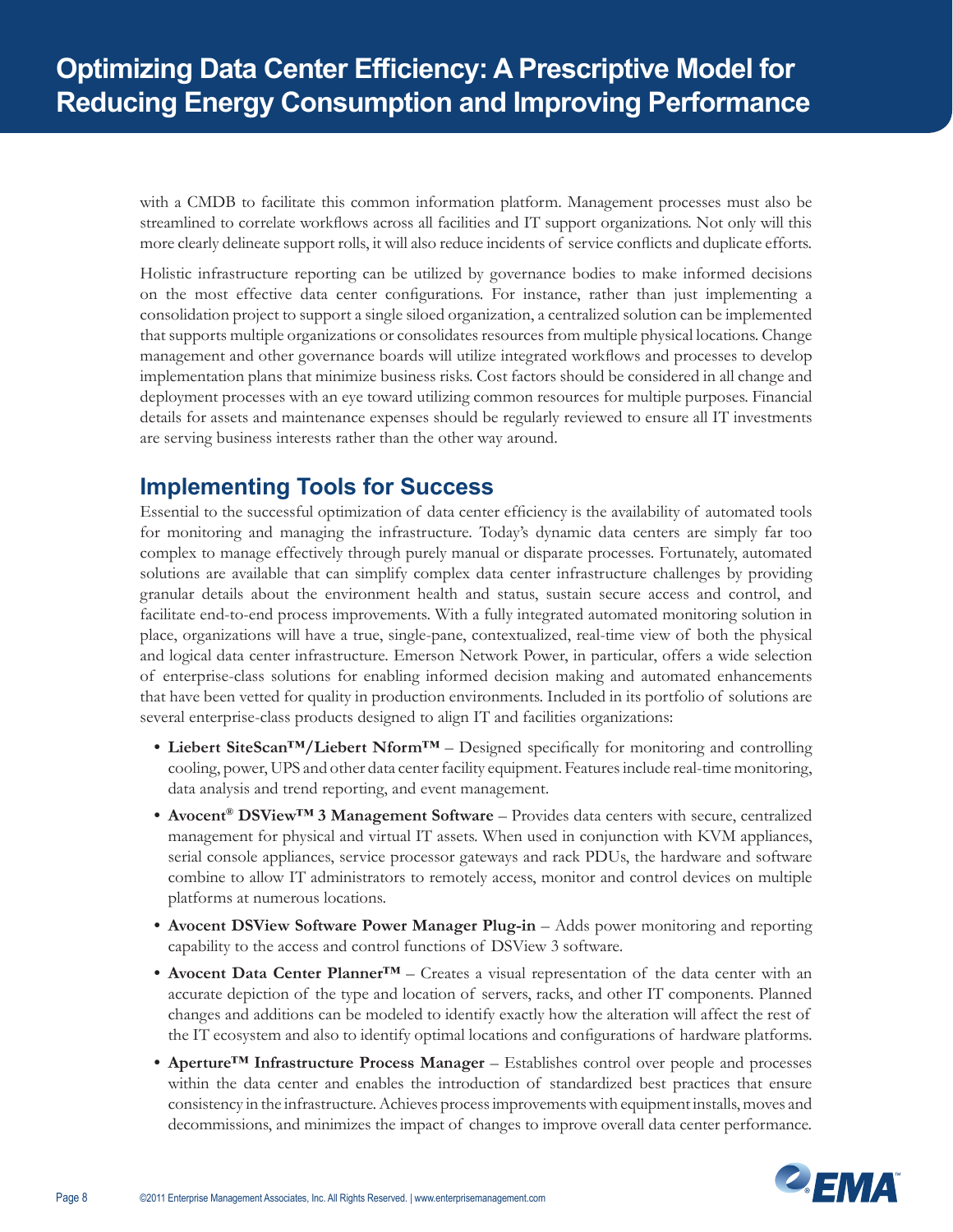with a CMDB to facilitate this common information platform. Management processes must also be streamlined to correlate workflows across all facilities and IT support organizations. Not only will this more clearly delineate support rolls, it will also reduce incidents of service conflicts and duplicate efforts.

Holistic infrastructure reporting can be utilized by governance bodies to make informed decisions on the most effective data center configurations. For instance, rather than just implementing a consolidation project to support a single siloed organization, a centralized solution can be implemented that supports multiple organizations or consolidates resources from multiple physical locations. Change management and other governance boards will utilize integrated workflows and processes to develop implementation plans that minimize business risks. Cost factors should be considered in all change and deployment processes with an eye toward utilizing common resources for multiple purposes. Financial details for assets and maintenance expenses should be regularly reviewed to ensure all IT investments are serving business interests rather than the other way around.

## Implementing Tools for Success

Essential to the successful optimization of data center efficiency is the availability of automated tools for monitoring and managing the infrastructure. Today's dynamic data centers are simply far too complex to manage effectively through purely manual or disparate processes. Fortunately, automated solutions are available that can simplify complex data center infrastructure challenges by providing granular details about the environment health and status, sustain secure access and control, and facilitate end-to-end process improvements. With a fully integrated automated monitoring solution in place, organizations will have a true, single-pane, contextualized, real-time view of both the physical and logical data center infrastructure. Emerson Network Power, in particular, offers a wide selection of enterprise-class solutions for enabling informed decision making and automated enhancements that have been vetted for quality in production environments. Included in its portfolio of solutions are several enterprise-class products designed to align IT and facilities organizations:

- **Liebert SiteScan™/Liebert Nform™** – Designed specifically for monitoring and controlling cooling, power, UPS and other data center facility equipment. Features include real-time monitoring, data analysis and trend reporting, and event management.
- **Avocent® DSView™ 3 Management Software** – Provides data centers with secure, centralized management for physical and virtual IT assets. When used in conjunction with KVM appliances, serial console appliances, service processor gateways and rack PDUs, the hardware and software combine to allow IT administrators to remotely access, monitor and control devices on multiple platforms at numerous locations.
- **Avocent DSView Software Power Manager Plug-in** – Adds power monitoring and reporting capability to the access and control functions of DSView 3 software.
- **Avocent Data Center Planner™** – Creates a visual representation of the data center with an accurate depiction of the type and location of servers, racks, and other IT components. Planned changes and additions can be modeled to identify exactly how the alteration will affect the rest of the IT ecosystem and also to identify optimal locations and configurations of hardware platforms.
- **Aperture™ Infrastructure Process Manager** – Establishes control over people and processes within the data center and enables the introduction of standardized best practices that ensure consistency in the infrastructure. Achieves process improvements with equipment installs, moves and decommissions, and minimizes the impact of changes to improve overall data center performance.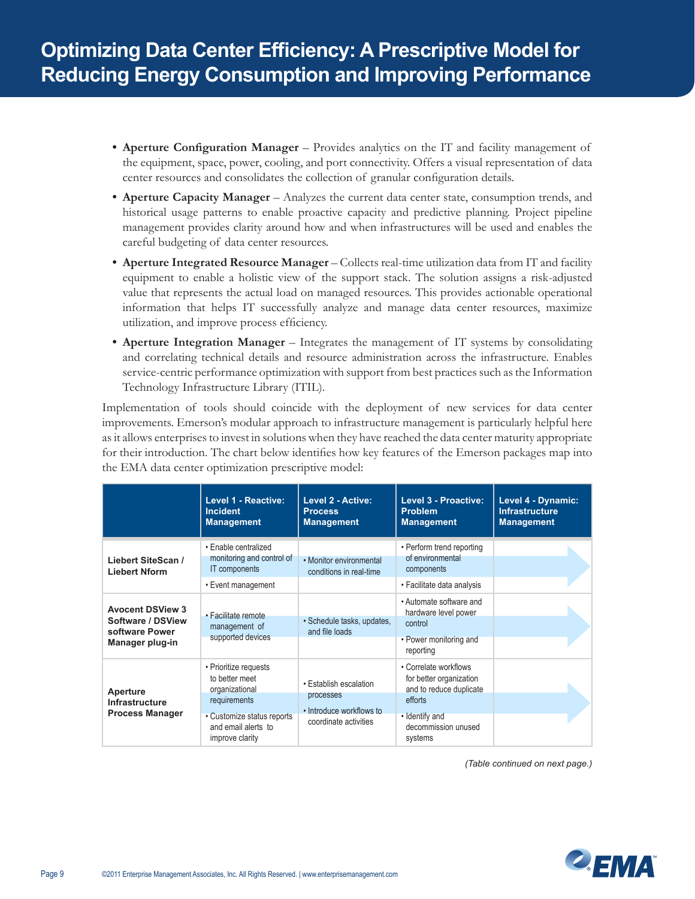- **Aperture Configuration Manager** – Provides analytics on the IT and facility management of the equipment, space, power, cooling, and port connectivity. Offers a visual representation of data center resources and consolidates the collection of granular configuration details.
- **Aperture Capacity Manager** – Analyzes the current data center state, consumption trends, and historical usage patterns to enable proactive capacity and predictive planning. Project pipeline management provides clarity around how and when infrastructures will be used and enables the careful budgeting of data center resources.
- **Aperture Integrated Resource Manager** – Collects real-time utilization data from IT and facility equipment to enable a holistic view of the support stack. The solution assigns a risk-adjusted value that represents the actual load on managed resources. This provides actionable operational information that helps IT successfully analyze and manage data center resources, maximize utilization, and improve process efficiency.
- **Aperture Integration Manager** – Integrates the management of IT systems by consolidating and correlating technical details and resource administration across the infrastructure. Enables service-centric performance optimization with support from best practices such as the Information Technology Infrastructure Library (ITIL).

Implementation of tools should coincide with the deployment of new services for data center improvements. Emerson's modular approach to infrastructure management is particularly helpful here as it allows enterprises to invest in solutions when they have reached the data center maturity appropriate for their introduction. The chart below identifies how key features of the Emerson packages map into the EMA data center optimization prescriptive model:

| | Level 1 - Reactive: Incident Management | Level 2 - Active: Process Management | Level 3 - Proactive: Problem Management | Level 4 - Dynamic: Infrastructure Management |
|---|---|---|---|---|
| **Liebert SiteScan / Liebert Nform** | • Enable centralized monitoring and control of IT components<br>• Event management | • Monitor environmental conditions in real-time | • Perform trend reporting of environmental components<br>• Facilitate data analysis | |
| **Avocent DSView 3 Software / DSView software Power Manager plug-in** | • Facilitate remote management of supported devices | • Schedule tasks, updates, and file loads | • Automate software and hardware level power control<br>• Power monitoring and reporting | |
| **Aperture Infrastructure Process Manager** | • Prioritize requests to better meet organizational requirements<br>• Customize status reports and email alerts to improve clarity | • Establish escalation processes<br>• Introduce workflows to coordinate activities | • Correlate workflows for better organization and to reduce duplicate efforts<br>• Identify and decommission unused systems | |

*(Table continued on next page.)*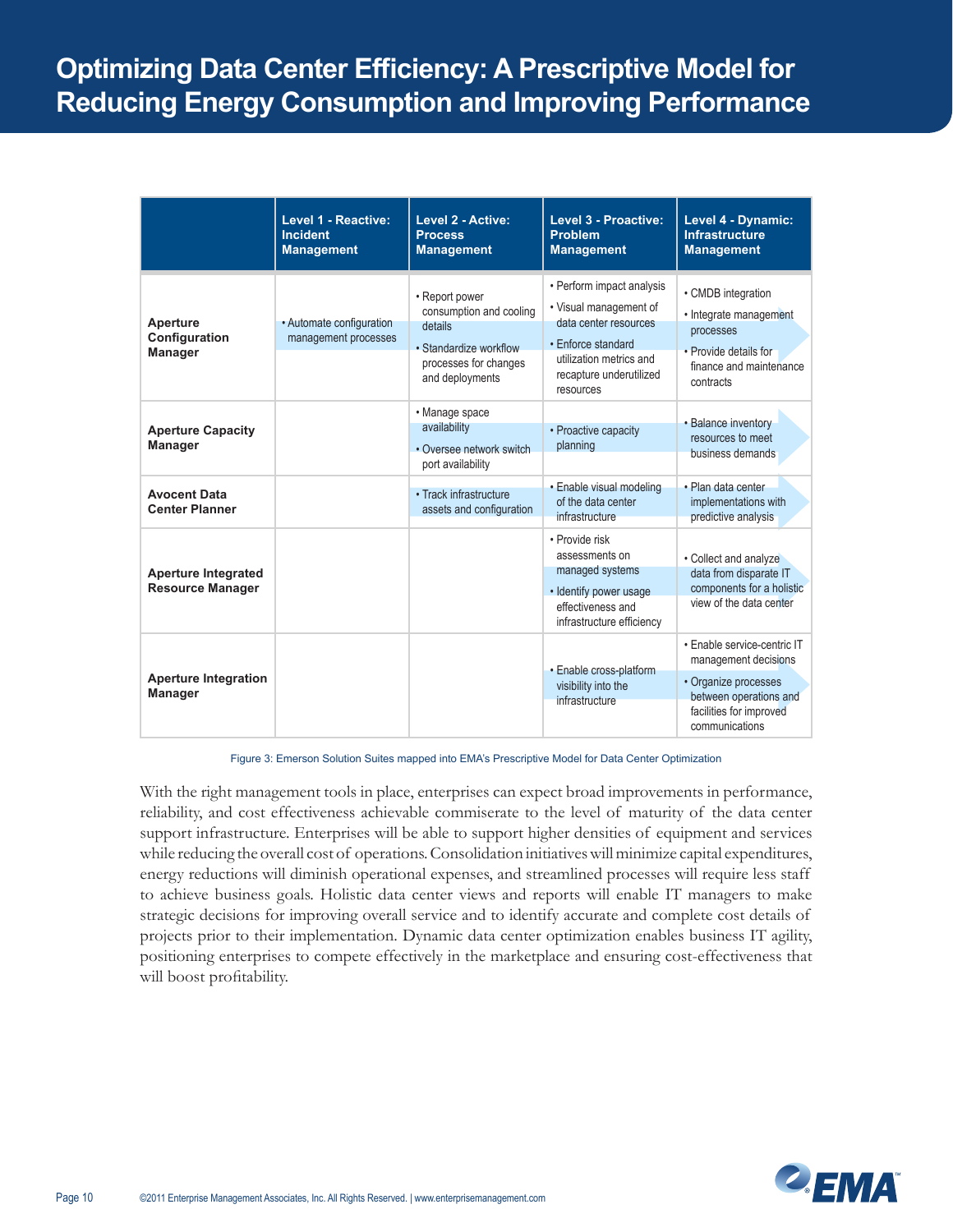| | Level 1 - Reactive: Incident Management | Level 2 - Active: Process Management | Level 3 - Proactive: Problem Management | Level 4 - Dynamic: Infrastructure Management |
|---|---|---|---|---|
| **Aperture Configuration Manager** | • Automate configuration management processes | • Report power consumption and cooling details<br>• Standardize workflow processes for changes and deployments | • Perform impact analysis<br>• Visual management of data center resources<br>• Enforce standard utilization metrics and recapture underutilized resources | • CMDB integration<br>• Integrate management processes<br>• Provide details for finance and maintenance contracts |
| **Aperture Capacity Manager** | | • Manage space availability<br>• Oversee network switch port availability | • Proactive capacity planning | • Balance inventory resources to meet business demands |
| **Avocent Data Center Planner** | | • Track infrastructure assets and configuration | • Enable visual modeling of the data center infrastructure | • Plan data center implementations with predictive analysis |
| **Aperture Integrated Resource Manager** | | | • Provide risk assessments on managed systems<br>• Identify power usage effectiveness and infrastructure efficiency | • Collect and analyze data from disparate IT components for a holistic view of the data center |
| **Aperture Integration Manager** | | | • Enable cross-platform visibility into the infrastructure | • Enable service-centric IT management decisions<br>• Organize processes between operations and facilities for improved communications |

Figure 3: Emerson Solution Suites mapped into EMA's Prescriptive Model for Data Center Optimization

With the right management tools in place, enterprises can expect broad improvements in performance, reliability, and cost effectiveness achievable commiserate to the level of maturity of the data center support infrastructure. Enterprises will be able to support higher densities of equipment and services while reducing the overall cost of operations. Consolidation initiatives will minimize capital expenditures, energy reductions will diminish operational expenses, and streamlined processes will require less staff to achieve business goals. Holistic data center views and reports will enable IT managers to make strategic decisions for improving overall service and to identify accurate and complete cost details of projects prior to their implementation. Dynamic data center optimization enables business IT agility, positioning enterprises to compete effectively in the marketplace and ensuring cost-effectiveness that will boost profitability.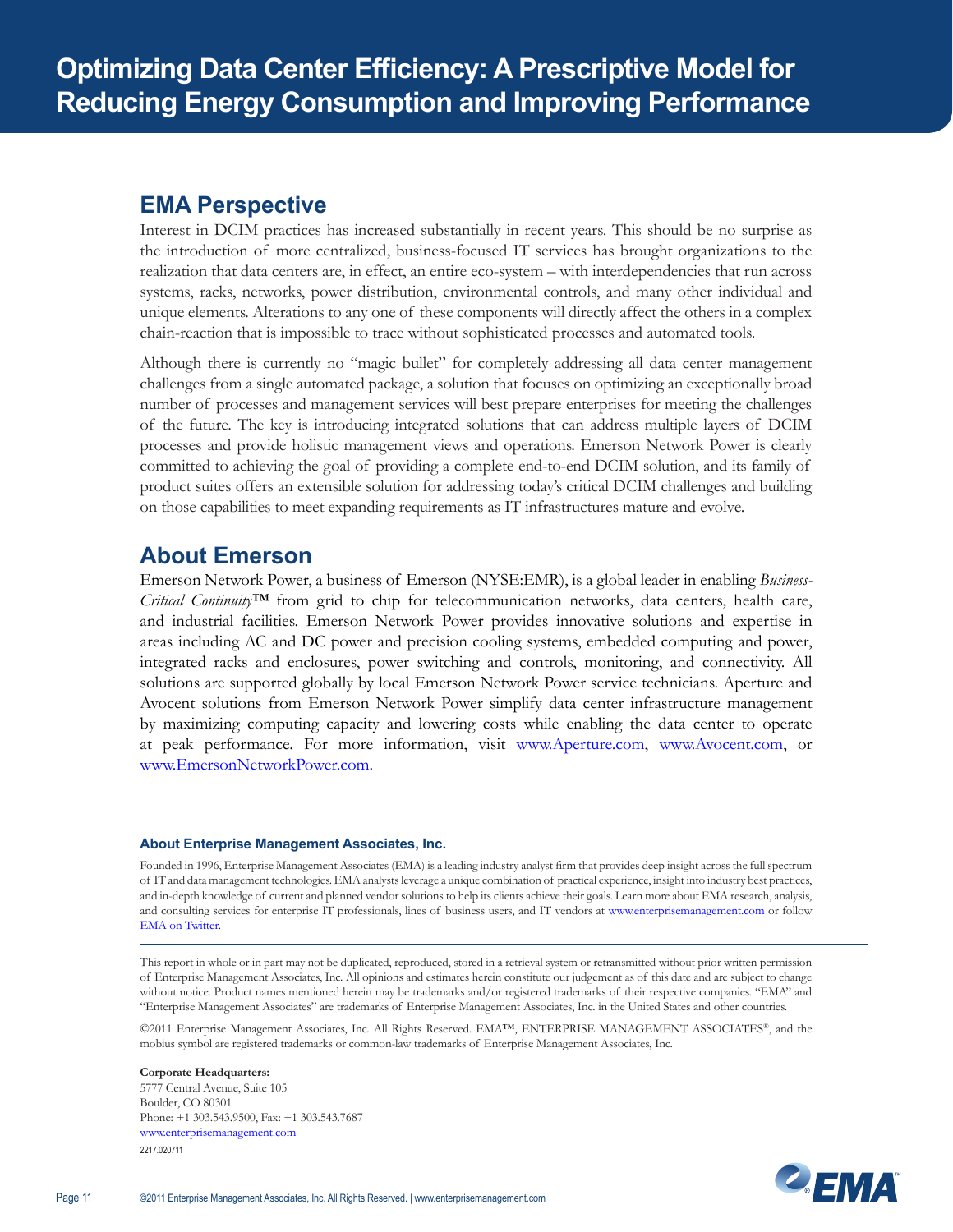## EMA Perspective

Interest in DCIM practices has increased substantially in recent years. This should be no surprise as the introduction of more centralized, business-focused IT services has brought organizations to the realization that data centers are, in effect, an entire eco-system – with interdependencies that run across systems, racks, networks, power distribution, environmental controls, and many other individual and unique elements. Alterations to any one of these components will directly affect the others in a complex chain-reaction that is impossible to trace without sophisticated processes and automated tools.

Although there is currently no "magic bullet" for completely addressing all data center management challenges from a single automated package, a solution that focuses on optimizing an exceptionally broad number of processes and management services will best prepare enterprises for meeting the challenges of the future. The key is introducing integrated solutions that can address multiple layers of DCIM processes and provide holistic management views and operations. Emerson Network Power is clearly committed to achieving the goal of providing a complete end-to-end DCIM solution, and its family of product suites offers an extensible solution for addressing today's critical DCIM challenges and building on those capabilities to meet expanding requirements as IT infrastructures mature and evolve.

## About Emerson

Emerson Network Power, a business of Emerson (NYSE:EMR), is a global leader in enabling *Business-Critical Continuity*™ from grid to chip for telecommunication networks, data centers, health care, and industrial facilities. Emerson Network Power provides innovative solutions and expertise in areas including AC and DC power and precision cooling systems, embedded computing and power, integrated racks and enclosures, power switching and controls, monitoring, and connectivity. All solutions are supported globally by local Emerson Network Power service technicians. Aperture and Avocent solutions from Emerson Network Power simplify data center infrastructure management by maximizing computing capacity and lowering costs while enabling the data center to operate at peak performance. For more information, visit www.Aperture.com, www.Avocent.com, or www.EmersonNetworkPower.com.

### About Enterprise Management Associates, Inc.

Founded in 1996, Enterprise Management Associates (EMA) is a leading industry analyst firm that provides deep insight across the full spectrum of IT and data management technologies. EMA analysts leverage a unique combination of practical experience, insight into industry best practices, and in-depth knowledge of current and planned vendor solutions to help its clients achieve their goals. Learn more about EMA research, analysis, and consulting services for enterprise IT professionals, lines of business users, and IT vendors at www.enterprisemanagement.com or follow EMA on Twitter.

---

This report in whole or in part may not be duplicated, reproduced, stored in a retrieval system or retransmitted without prior written permission of Enterprise Management Associates, Inc. All opinions and estimates herein constitute our judgement as of this date and are subject to change without notice. Product names mentioned herein may be trademarks and/or registered trademarks of their respective companies. "EMA" and "Enterprise Management Associates" are trademarks of Enterprise Management Associates, Inc. in the United States and other countries.

©2011 Enterprise Management Associates, Inc. All Rights Reserved. EMA™, ENTERPRISE MANAGEMENT ASSOCIATES®, and the mobius symbol are registered trademarks or common-law trademarks of Enterprise Management Associates, Inc.

**Corporate Headquarters:**
5777 Central Avenue, Suite 105
Boulder, CO 80301
Phone: +1 303.543.9500, Fax: +1 303.543.7687
www.enterprisemanagement.com
2217.020711